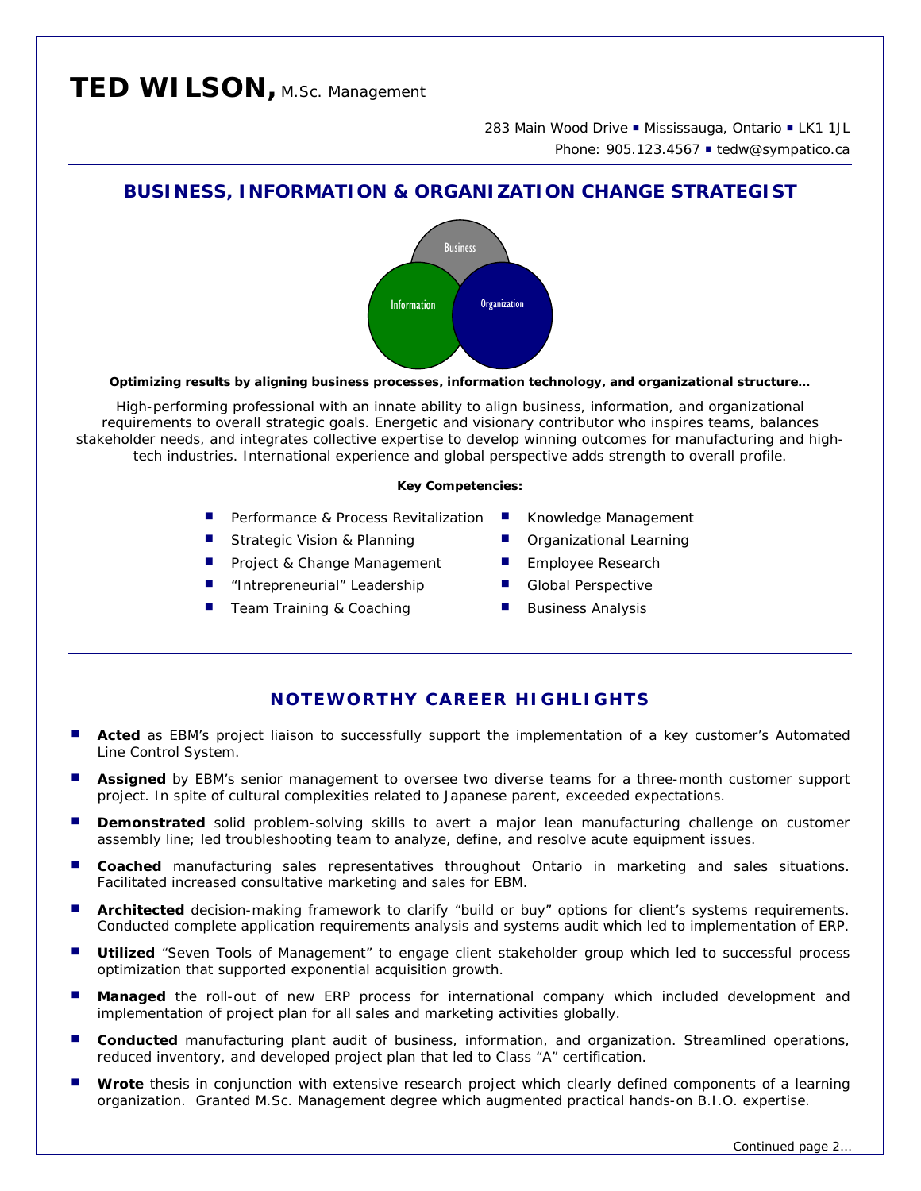# TED WILSON, M.Sc. Management

283 Main Wood Drive ▪ Mississauga, Ontario ▪ LK1 1JL
Phone: 905.123.4567 ▪ tedw@sympatico.ca

## BUSINESS, INFORMATION & ORGANIZATION CHANGE STRATEGIST

Business
Information
Organization

**Optimizing results by aligning business processes, information technology, and organizational structure…**

High-performing professional with an innate ability to align business, information, and organizational requirements to overall strategic goals. Energetic and visionary contributor who inspires teams, balances stakeholder needs, and integrates collective expertise to develop winning outcomes for manufacturing and high-tech industries. International experience and global perspective adds strength to overall profile.

**Key Competencies:**

- Performance & Process Revitalization
- Strategic Vision & Planning
- Project & Change Management
- "Intrepreneurial" Leadership
- Team Training & Coaching
- Knowledge Management
- Organizational Learning
- Employee Research
- Global Perspective
- Business Analysis

## NOTEWORTHY CAREER HIGHLIGHTS

- **Acted** as EBM's project liaison to successfully support the implementation of a key customer's Automated Line Control System.
- **Assigned** by EBM's senior management to oversee two diverse teams for a three-month customer support project. In spite of cultural complexities related to Japanese parent, exceeded expectations.
- **Demonstrated** solid problem-solving skills to avert a major lean manufacturing challenge on customer assembly line; led troubleshooting team to analyze, define, and resolve acute equipment issues.
- **Coached** manufacturing sales representatives throughout Ontario in marketing and sales situations. Facilitated increased consultative marketing and sales for EBM.
- **Architected** decision-making framework to clarify "build or buy" options for client's systems requirements. Conducted complete application requirements analysis and systems audit which led to implementation of ERP.
- **Utilized** "Seven Tools of Management" to engage client stakeholder group which led to successful process optimization that supported exponential acquisition growth.
- **Managed** the roll-out of new ERP process for international company which included development and implementation of project plan for all sales and marketing activities globally.
- **Conducted** manufacturing plant audit of business, information, and organization. Streamlined operations, reduced inventory, and developed project plan that led to Class "A" certification.
- **Wrote** thesis in conjunction with extensive research project which clearly defined components of a learning organization. Granted M.Sc. Management degree which augmented practical hands-on B.I.O. expertise.

Continued page 2…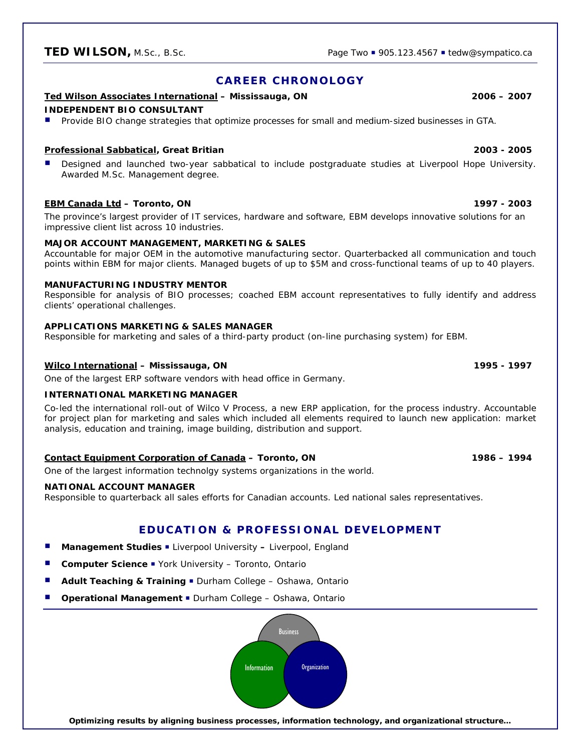## CAREER CHRONOLOGY

**Ted Wilson Associates International – Mississauga, ON** **2006 – 2007**

**INDEPENDENT BIO CONSULTANT**

- Provide BIO change strategies that optimize processes for small and medium-sized businesses in GTA.

**Professional Sabbatical, Great Britian** **2003 - 2005**

- Designed and launched two-year sabbatical to include postgraduate studies at Liverpool Hope University. Awarded M.Sc. Management degree.

**EBM Canada Ltd – Toronto, ON** **1997 - 2003**

The province's largest provider of IT services, hardware and software, EBM develops innovative solutions for an impressive client list across 10 industries.

**MAJOR ACCOUNT MANAGEMENT, MARKETING & SALES**
Accountable for major OEM in the automotive manufacturing sector. Quarterbacked all communication and touch points within EBM for major clients. Managed bugets of up to $5M and cross-functional teams of up to 40 players.

**MANUFACTURING INDUSTRY MENTOR**
Responsible for analysis of BIO processes; coached EBM account representatives to fully identify and address clients' operational challenges.

**APPLICATIONS MARKETING & SALES MANAGER**
Responsible for marketing and sales of a third-party product (on-line purchasing system) for EBM.

**Wilco International – Mississauga, ON** **1995 - 1997**

One of the largest ERP software vendors with head office in Germany.

**INTERNATIONAL MARKETING MANAGER**

Co-led the international roll-out of Wilco V Process, a new ERP application, for the process industry. Accountable for project plan for marketing and sales which included all elements required to launch new application: market analysis, education and training, image building, distribution and support.

**Contact Equipment Corporation of Canada – Toronto, ON** **1986 – 1994**

One of the largest information technolgy systems organizations in the world.

**NATIONAL ACCOUNT MANAGER**
Responsible to quarterback all sales efforts for Canadian accounts. Led national sales representatives.

## EDUCATION & PROFESSIONAL DEVELOPMENT

- **Management Studies** ▪ Liverpool University – Liverpool, England
- **Computer Science** ▪ York University – Toronto, Ontario
- **Adult Teaching & Training** ▪ Durham College – Oshawa, Ontario
- **Operational Management** ▪ Durham College – Oshawa, Ontario

Business

Information

Organization

**Optimizing results by aligning business processes, information technology, and organizational structure…**